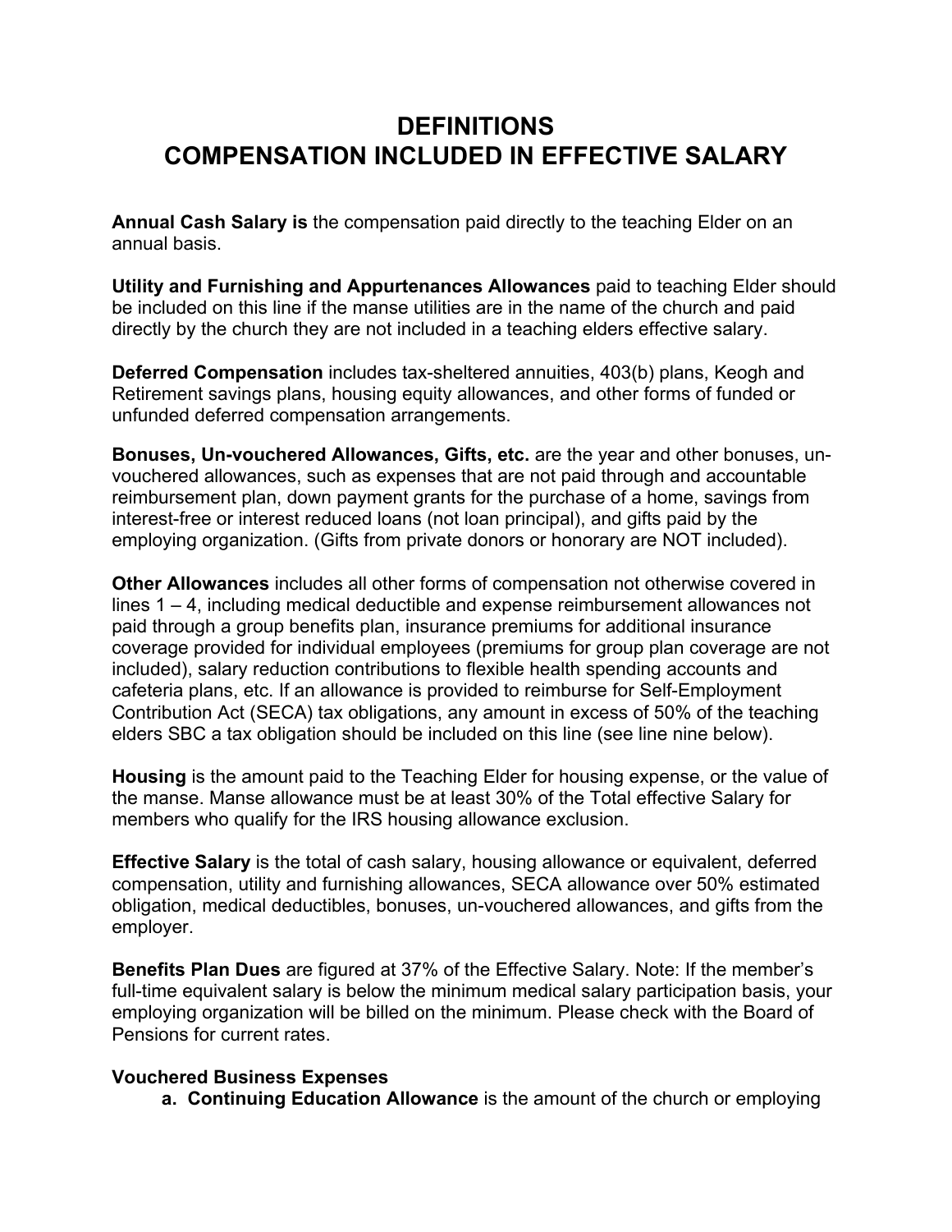# DEFINITIONS
# COMPENSATION INCLUDED IN EFFECTIVE SALARY

**Annual Cash Salary is** the compensation paid directly to the teaching Elder on an annual basis.

**Utility and Furnishing and Appurtenances Allowances** paid to teaching Elder should be included on this line if the manse utilities are in the name of the church and paid directly by the church they are not included in a teaching elders effective salary.

**Deferred Compensation** includes tax-sheltered annuities, 403(b) plans, Keogh and Retirement savings plans, housing equity allowances, and other forms of funded or unfunded deferred compensation arrangements.

**Bonuses, Un-vouchered Allowances, Gifts, etc.** are the year and other bonuses, un-vouchered allowances, such as expenses that are not paid through and accountable reimbursement plan, down payment grants for the purchase of a home, savings from interest-free or interest reduced loans (not loan principal), and gifts paid by the employing organization. (Gifts from private donors or honorary are NOT included).

**Other Allowances** includes all other forms of compensation not otherwise covered in lines 1 – 4, including medical deductible and expense reimbursement allowances not paid through a group benefits plan, insurance premiums for additional insurance coverage provided for individual employees (premiums for group plan coverage are not included), salary reduction contributions to flexible health spending accounts and cafeteria plans, etc. If an allowance is provided to reimburse for Self-Employment Contribution Act (SECA) tax obligations, any amount in excess of 50% of the teaching elders SBC a tax obligation should be included on this line (see line nine below).

**Housing** is the amount paid to the Teaching Elder for housing expense, or the value of the manse. Manse allowance must be at least 30% of the Total effective Salary for members who qualify for the IRS housing allowance exclusion.

**Effective Salary** is the total of cash salary, housing allowance or equivalent, deferred compensation, utility and furnishing allowances, SECA allowance over 50% estimated obligation, medical deductibles, bonuses, un-vouchered allowances, and gifts from the employer.

**Benefits Plan Dues** are figured at 37% of the Effective Salary. Note: If the member's full-time equivalent salary is below the minimum medical salary participation basis, your employing organization will be billed on the minimum. Please check with the Board of Pensions for current rates.

**Vouchered Business Expenses**

a. **Continuing Education Allowance** is the amount of the church or employing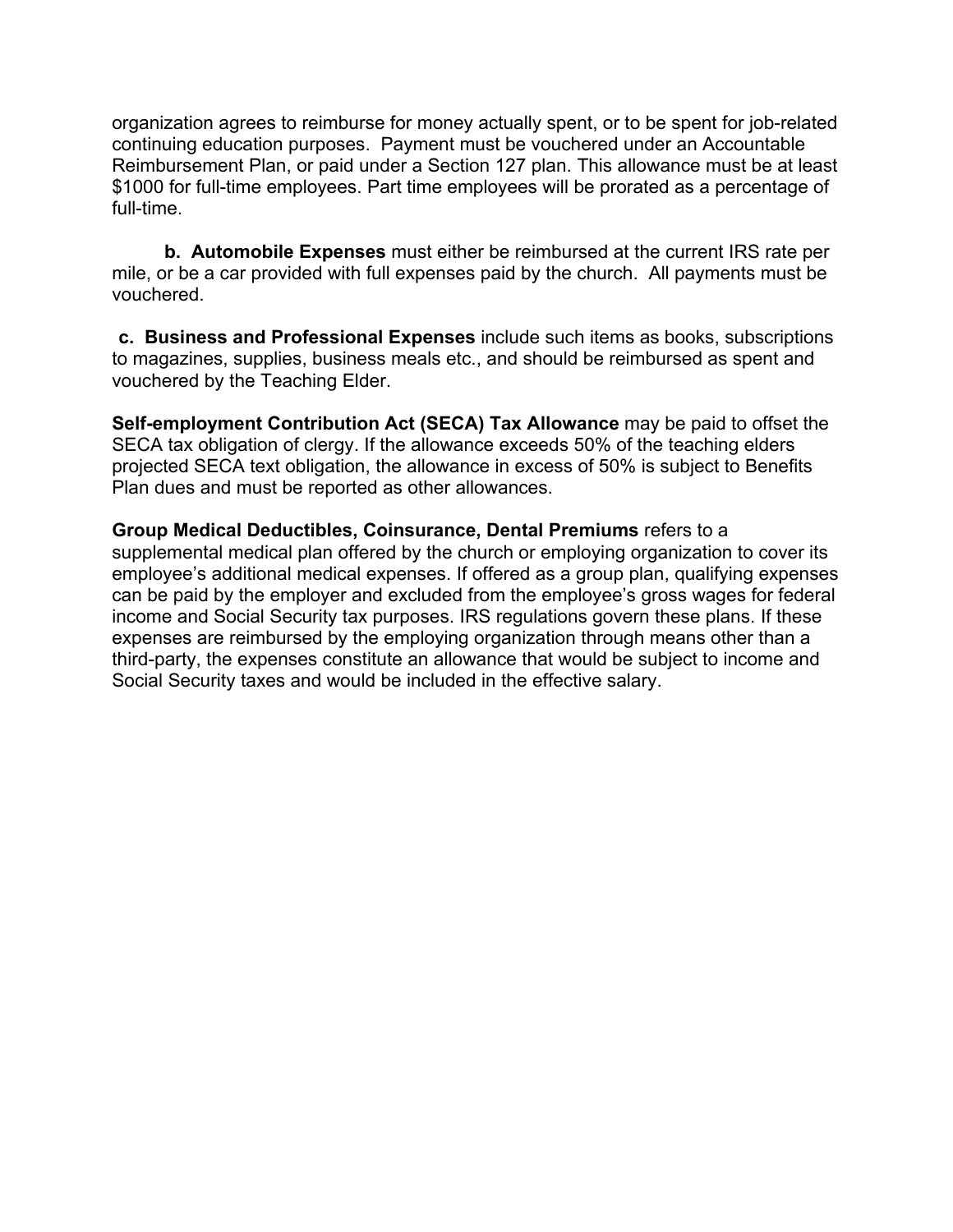organization agrees to reimburse for money actually spent, or to be spent for job-related continuing education purposes. Payment must be vouchered under an Accountable Reimbursement Plan, or paid under a Section 127 plan. This allowance must be at least $1000 for full-time employees. Part time employees will be prorated as a percentage of full-time.

**b. Automobile Expenses** must either be reimbursed at the current IRS rate per mile, or be a car provided with full expenses paid by the church. All payments must be vouchered.

**c. Business and Professional Expenses** include such items as books, subscriptions to magazines, supplies, business meals etc., and should be reimbursed as spent and vouchered by the Teaching Elder.

**Self-employment Contribution Act (SECA) Tax Allowance** may be paid to offset the SECA tax obligation of clergy. If the allowance exceeds 50% of the teaching elders projected SECA text obligation, the allowance in excess of 50% is subject to Benefits Plan dues and must be reported as other allowances.

**Group Medical Deductibles, Coinsurance, Dental Premiums** refers to a supplemental medical plan offered by the church or employing organization to cover its employee's additional medical expenses. If offered as a group plan, qualifying expenses can be paid by the employer and excluded from the employee's gross wages for federal income and Social Security tax purposes. IRS regulations govern these plans. If these expenses are reimbursed by the employing organization through means other than a third-party, the expenses constitute an allowance that would be subject to income and Social Security taxes and would be included in the effective salary.